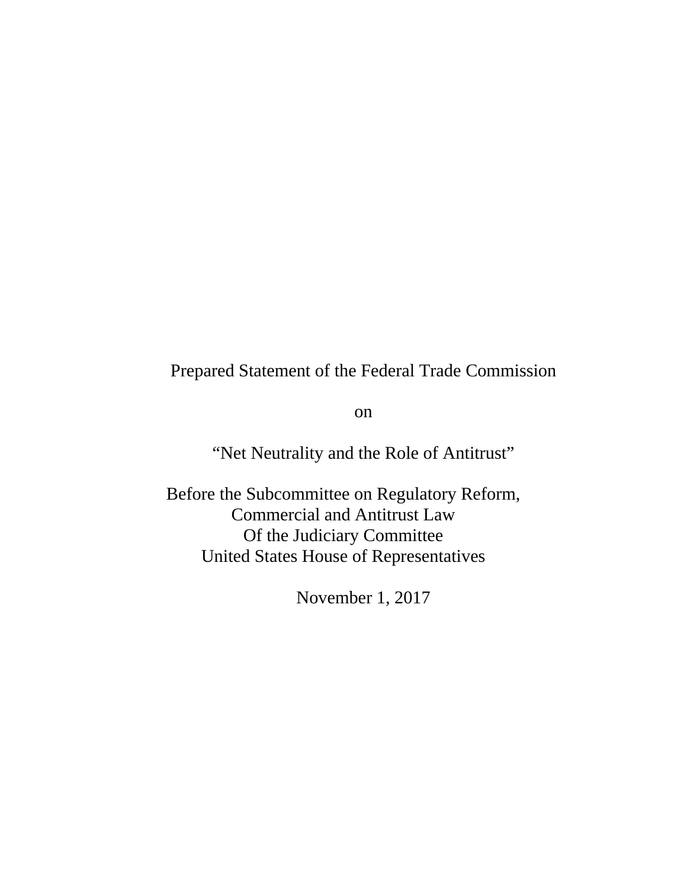Prepared Statement of the Federal Trade Commission

on

"Net Neutrality and the Role of Antitrust"

Before the Subcommittee on Regulatory Reform,
Commercial and Antitrust Law
Of the Judiciary Committee
United States House of Representatives

November 1, 2017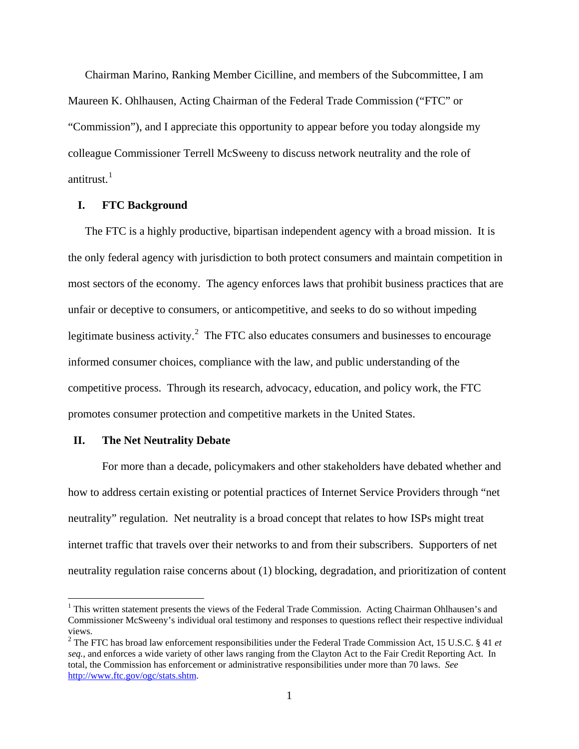Chairman Marino, Ranking Member Cicilline, and members of the Subcommittee, I am Maureen K. Ohlhausen, Acting Chairman of the Federal Trade Commission ("FTC" or "Commission"), and I appreciate this opportunity to appear before you today alongside my colleague Commissioner Terrell McSweeny to discuss network neutrality and the role of antitrust.[1]

## I. FTC Background

The FTC is a highly productive, bipartisan independent agency with a broad mission. It is the only federal agency with jurisdiction to both protect consumers and maintain competition in most sectors of the economy. The agency enforces laws that prohibit business practices that are unfair or deceptive to consumers, or anticompetitive, and seeks to do so without impeding legitimate business activity.[2] The FTC also educates consumers and businesses to encourage informed consumer choices, compliance with the law, and public understanding of the competitive process. Through its research, advocacy, education, and policy work, the FTC promotes consumer protection and competitive markets in the United States.

## II. The Net Neutrality Debate

For more than a decade, policymakers and other stakeholders have debated whether and how to address certain existing or potential practices of Internet Service Providers through "net neutrality" regulation. Net neutrality is a broad concept that relates to how ISPs might treat internet traffic that travels over their networks to and from their subscribers. Supporters of net neutrality regulation raise concerns about (1) blocking, degradation, and prioritization of content

---

[1] This written statement presents the views of the Federal Trade Commission. Acting Chairman Ohlhausen's and Commissioner McSweeny's individual oral testimony and responses to questions reflect their respective individual views.

[2] The FTC has broad law enforcement responsibilities under the Federal Trade Commission Act, 15 U.S.C. § 41 *et seq.*, and enforces a wide variety of other laws ranging from the Clayton Act to the Fair Credit Reporting Act. In total, the Commission has enforcement or administrative responsibilities under more than 70 laws. *See* http://www.ftc.gov/ogc/stats.shtm.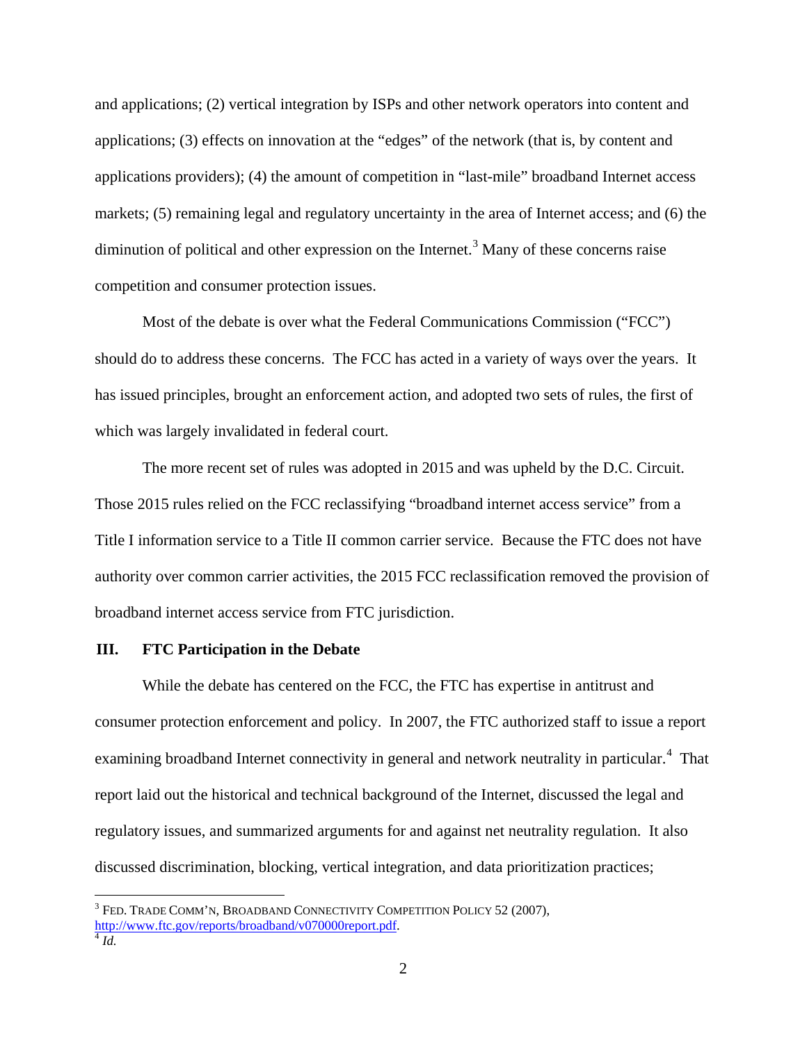and applications; (2) vertical integration by ISPs and other network operators into content and applications; (3) effects on innovation at the "edges" of the network (that is, by content and applications providers); (4) the amount of competition in "last-mile" broadband Internet access markets; (5) remaining legal and regulatory uncertainty in the area of Internet access; and (6) the diminution of political and other expression on the Internet.[3] Many of these concerns raise competition and consumer protection issues.

Most of the debate is over what the Federal Communications Commission ("FCC") should do to address these concerns. The FCC has acted in a variety of ways over the years. It has issued principles, brought an enforcement action, and adopted two sets of rules, the first of which was largely invalidated in federal court.

The more recent set of rules was adopted in 2015 and was upheld by the D.C. Circuit. Those 2015 rules relied on the FCC reclassifying "broadband internet access service" from a Title I information service to a Title II common carrier service. Because the FTC does not have authority over common carrier activities, the 2015 FCC reclassification removed the provision of broadband internet access service from FTC jurisdiction.

## III. FTC Participation in the Debate

While the debate has centered on the FCC, the FTC has expertise in antitrust and consumer protection enforcement and policy. In 2007, the FTC authorized staff to issue a report examining broadband Internet connectivity in general and network neutrality in particular.[4] That report laid out the historical and technical background of the Internet, discussed the legal and regulatory issues, and summarized arguments for and against net neutrality regulation. It also discussed discrimination, blocking, vertical integration, and data prioritization practices;

---

[3] FED. TRADE COMM'N, BROADBAND CONNECTIVITY COMPETITION POLICY 52 (2007), http://www.ftc.gov/reports/broadband/v070000report.pdf.

[4] *Id.*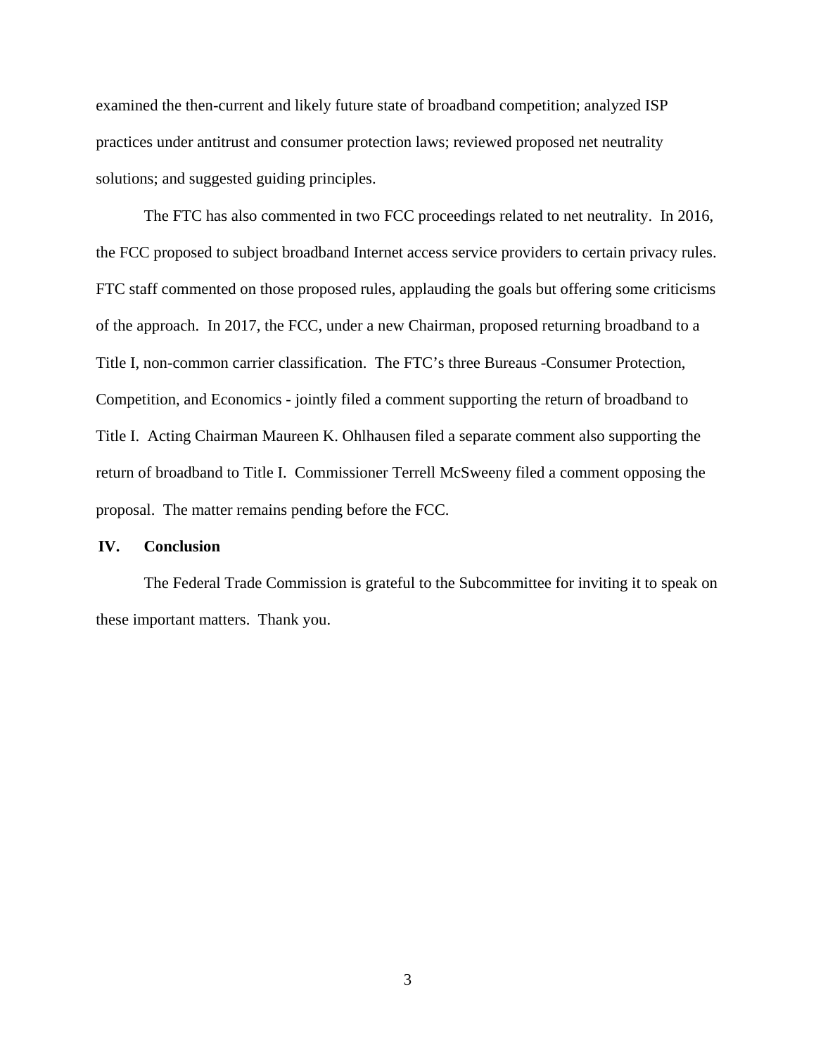examined the then-current and likely future state of broadband competition; analyzed ISP practices under antitrust and consumer protection laws; reviewed proposed net neutrality solutions; and suggested guiding principles.

The FTC has also commented in two FCC proceedings related to net neutrality. In 2016, the FCC proposed to subject broadband Internet access service providers to certain privacy rules. FTC staff commented on those proposed rules, applauding the goals but offering some criticisms of the approach. In 2017, the FCC, under a new Chairman, proposed returning broadband to a Title I, non-common carrier classification. The FTC's three Bureaus -Consumer Protection, Competition, and Economics - jointly filed a comment supporting the return of broadband to Title I. Acting Chairman Maureen K. Ohlhausen filed a separate comment also supporting the return of broadband to Title I. Commissioner Terrell McSweeny filed a comment opposing the proposal. The matter remains pending before the FCC.

## IV. Conclusion

The Federal Trade Commission is grateful to the Subcommittee for inviting it to speak on these important matters. Thank you.